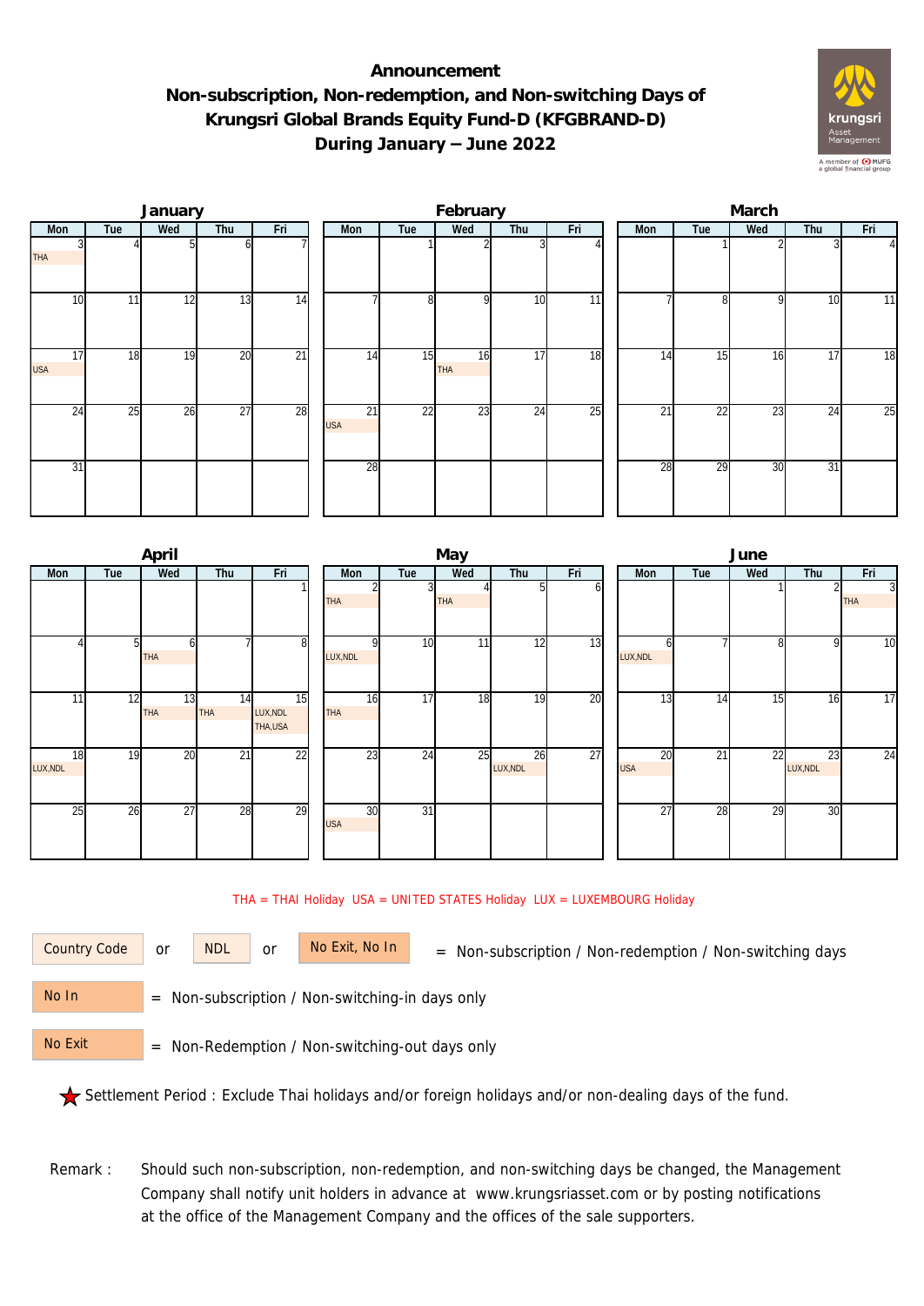# Announcement
## Non-subscription, Non-redemption, and Non-switching Days of Krungsri Global Brands Equity Fund-D (KFGBRAND-D) During January – June 2022

### January

| Mon | Tue | Wed | Thu | Fri |
|---|---|---|---|---|
| 3 THA | 4 | 5 | 6 | 7 |
| 10 | 11 | 12 | 13 | 14 |
| 17 USA | 18 | 19 | 20 | 21 |
| 24 | 25 | 26 | 27 | 28 |
| 31 | | | | |

### February

| Mon | Tue | Wed | Thu | Fri |
|---|---|---|---|---|
| | 1 | 2 | 3 | 4 |
| 7 | 8 | 9 | 10 | 11 |
| 14 | 15 | 16 THA | 17 | 18 |
| 21 USA | 22 | 23 | 24 | 25 |
| 28 | | | | |

### March

| Mon | Tue | Wed | Thu | Fri |
|---|---|---|---|---|
| | 1 | 2 | 3 | 4 |
| 7 | 8 | 9 | 10 | 11 |
| 14 | 15 | 16 | 17 | 18 |
| 21 | 22 | 23 | 24 | 25 |
| 28 | 29 | 30 | 31 | |

### April

| Mon | Tue | Wed | Thu | Fri |
|---|---|---|---|---|
| | | | | 1 |
| 4 | 5 | 6 THA | 7 | 8 |
| 11 | 12 | 13 THA | 14 THA | 15 LUX,NDL THA,USA |
| 18 LUX,NDL | 19 | 20 | 21 | 22 |
| 25 | 26 | 27 | 28 | 29 |

### May

| Mon | Tue | Wed | Thu | Fri |
|---|---|---|---|---|
| 2 THA | 3 | 4 THA | 5 | 6 |
| 9 LUX,NDL | 10 | 11 | 12 | 13 |
| 16 THA | 17 | 18 | 19 | 20 |
| 23 | 24 | 25 | 26 LUX,NDL | 27 |
| 30 USA | 31 | | | |

### June

| Mon | Tue | Wed | Thu | Fri |
|---|---|---|---|---|
| | | 1 | 2 | 3 THA |
| 6 LUX,NDL | 7 | 8 | 9 | 10 |
| 13 | 14 | 15 | 16 | 17 |
| 20 USA | 21 | 22 | 23 LUX,NDL | 24 |
| 27 | 28 | 29 | 30 | |

THA = THAI Holiday USA = UNITED STATES Holiday LUX = LUXEMBOURG Holiday

Country Code or NDL or No Exit, No In = Non-subscription / Non-redemption / Non-switching days

No In = Non-subscription / Non-switching-in days only

No Exit = Non-Redemption / Non-switching-out days only

★ Settlement Period : Exclude Thai holidays and/or foreign holidays and/or non-dealing days of the fund.

Remark : Should such non-subscription, non-redemption, and non-switching days be changed, the Management Company shall notify unit holders in advance at www.krungsriasset.com or by posting notifications at the office of the Management Company and the offices of the sale supporters.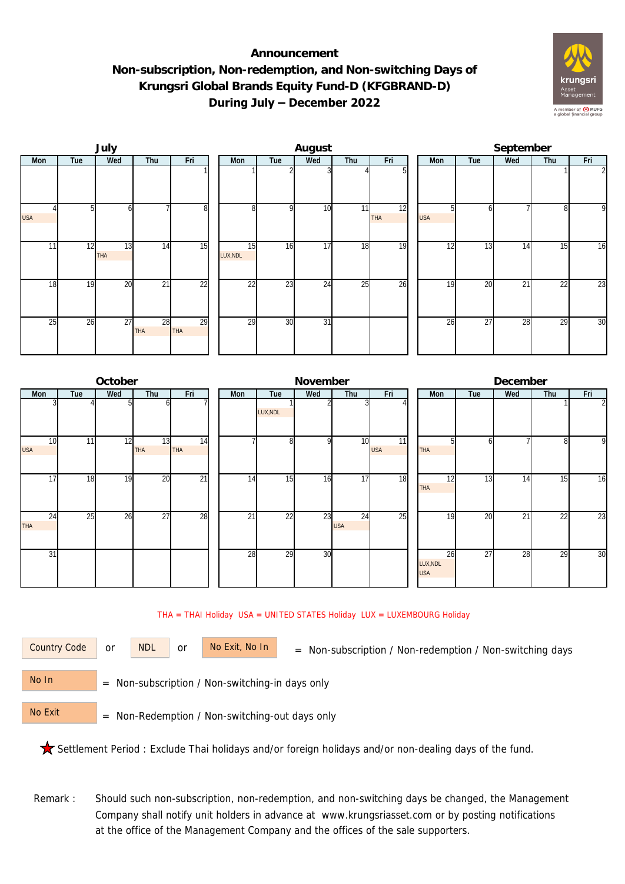# Announcement
## Non-subscription, Non-redemption, and Non-switching Days of Krungsri Global Brands Equity Fund-D (KFGBRAND-D) During July – December 2022

### July

| Mon | Tue | Wed | Thu | Fri |
|---|---|---|---|---|
| | | | | 1 |
| 4 USA | 5 | 6 | 7 | 8 |
| 11 | 12 | 13 THA | 14 | 15 |
| 18 | 19 | 20 | 21 | 22 |
| 25 | 26 | 27 | 28 THA | 29 THA |

### August

| Mon | Tue | Wed | Thu | Fri |
|---|---|---|---|---|
| 1 | 2 | 3 | 4 | 5 |
| 8 | 9 | 10 | 11 | 12 THA |
| 15 LUX,NDL | 16 | 17 | 18 | 19 |
| 22 | 23 | 24 | 25 | 26 |
| 29 | 30 | 31 | | |

### September

| Mon | Tue | Wed | Thu | Fri |
|---|---|---|---|---|
| | | | 1 | 2 |
| 5 USA | 6 | 7 | 8 | 9 |
| 12 | 13 | 14 | 15 | 16 |
| 19 | 20 | 21 | 22 | 23 |
| 26 | 27 | 28 | 29 | 30 |

### October

| Mon | Tue | Wed | Thu | Fri |
|---|---|---|---|---|
| 3 | 4 | 5 | 6 | 7 |
| 10 USA | 11 | 12 | 13 THA | 14 THA |
| 17 | 18 | 19 | 20 | 21 |
| 24 THA | 25 | 26 | 27 | 28 |
| 31 | | | | |

### November

| Mon | Tue | Wed | Thu | Fri |
|---|---|---|---|---|
| | 1 LUX,NDL | 2 | 3 | 4 |
| 7 | 8 | 9 | 10 | 11 USA |
| 14 | 15 | 16 | 17 | 18 |
| 21 | 22 | 23 | 24 USA | 25 |
| 28 | 29 | 30 | | |

### December

| Mon | Tue | Wed | Thu | Fri |
|---|---|---|---|---|
| | | | 1 | 2 |
| 5 THA | 6 | 7 | 8 | 9 |
| 12 THA | 13 | 14 | 15 | 16 |
| 19 | 20 | 21 | 22 | 23 |
| 26 LUX,NDL USA | 27 | 28 | 29 | 30 |

THA = THAI Holiday USA = UNITED STATES Holiday LUX = LUXEMBOURG Holiday

Country Code or NDL or No Exit, No In = Non-subscription / Non-redemption / Non-switching days

No In = Non-subscription / Non-switching-in days only

No Exit = Non-Redemption / Non-switching-out days only

★ Settlement Period : Exclude Thai holidays and/or foreign holidays and/or non-dealing days of the fund.

Remark : Should such non-subscription, non-redemption, and non-switching days be changed, the Management Company shall notify unit holders in advance at www.krungsriasset.com or by posting notifications at the office of the Management Company and the offices of the sale supporters.